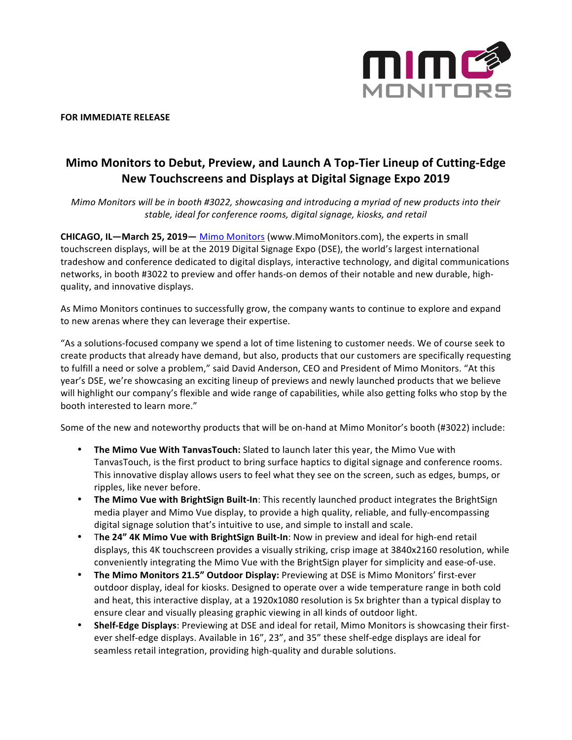**FOR IMMEDIATE RELEASE**

# Mimo Monitors to Debut, Preview, and Launch A Top-Tier Lineup of Cutting-Edge New Touchscreens and Displays at Digital Signage Expo 2019

*Mimo Monitors will be in booth #3022, showcasing and introducing a myriad of new products into their stable, ideal for conference rooms, digital signage, kiosks, and retail*

**CHICAGO, IL—March 25, 2019—** [Mimo Monitors](http://www.MimoMonitors.com) (www.MimoMonitors.com), the experts in small touchscreen displays, will be at the 2019 Digital Signage Expo (DSE), the world's largest international tradeshow and conference dedicated to digital displays, interactive technology, and digital communications networks, in booth #3022 to preview and offer hands-on demos of their notable and new durable, high-quality, and innovative displays.

As Mimo Monitors continues to successfully grow, the company wants to continue to explore and expand to new arenas where they can leverage their expertise.

"As a solutions-focused company we spend a lot of time listening to customer needs. We of course seek to create products that already have demand, but also, products that our customers are specifically requesting to fulfill a need or solve a problem," said David Anderson, CEO and President of Mimo Monitors. "At this year's DSE, we're showcasing an exciting lineup of previews and newly launched products that we believe will highlight our company's flexible and wide range of capabilities, while also getting folks who stop by the booth interested to learn more."

Some of the new and noteworthy products that will be on-hand at Mimo Monitor's booth (#3022) include:

- **The Mimo Vue With TanvasTouch:** Slated to launch later this year, the Mimo Vue with TanvasTouch, is the first product to bring surface haptics to digital signage and conference rooms. This innovative display allows users to feel what they see on the screen, such as edges, bumps, or ripples, like never before.
- **The Mimo Vue with BrightSign Built-In**: This recently launched product integrates the BrightSign media player and Mimo Vue display, to provide a high quality, reliable, and fully-encompassing digital signage solution that's intuitive to use, and simple to install and scale.
- T**he 24" 4K Mimo Vue with BrightSign Built-In**: Now in preview and ideal for high-end retail displays, this 4K touchscreen provides a visually striking, crisp image at 3840x2160 resolution, while conveniently integrating the Mimo Vue with the BrightSign player for simplicity and ease-of-use.
- **The Mimo Monitors 21.5" Outdoor Display:** Previewing at DSE is Mimo Monitors' first-ever outdoor display, ideal for kiosks. Designed to operate over a wide temperature range in both cold and heat, this interactive display, at a 1920x1080 resolution is 5x brighter than a typical display to ensure clear and visually pleasing graphic viewing in all kinds of outdoor light.
- **Shelf-Edge Displays**: Previewing at DSE and ideal for retail, Mimo Monitors is showcasing their first-ever shelf-edge displays. Available in 16", 23", and 35" these shelf-edge displays are ideal for seamless retail integration, providing high-quality and durable solutions.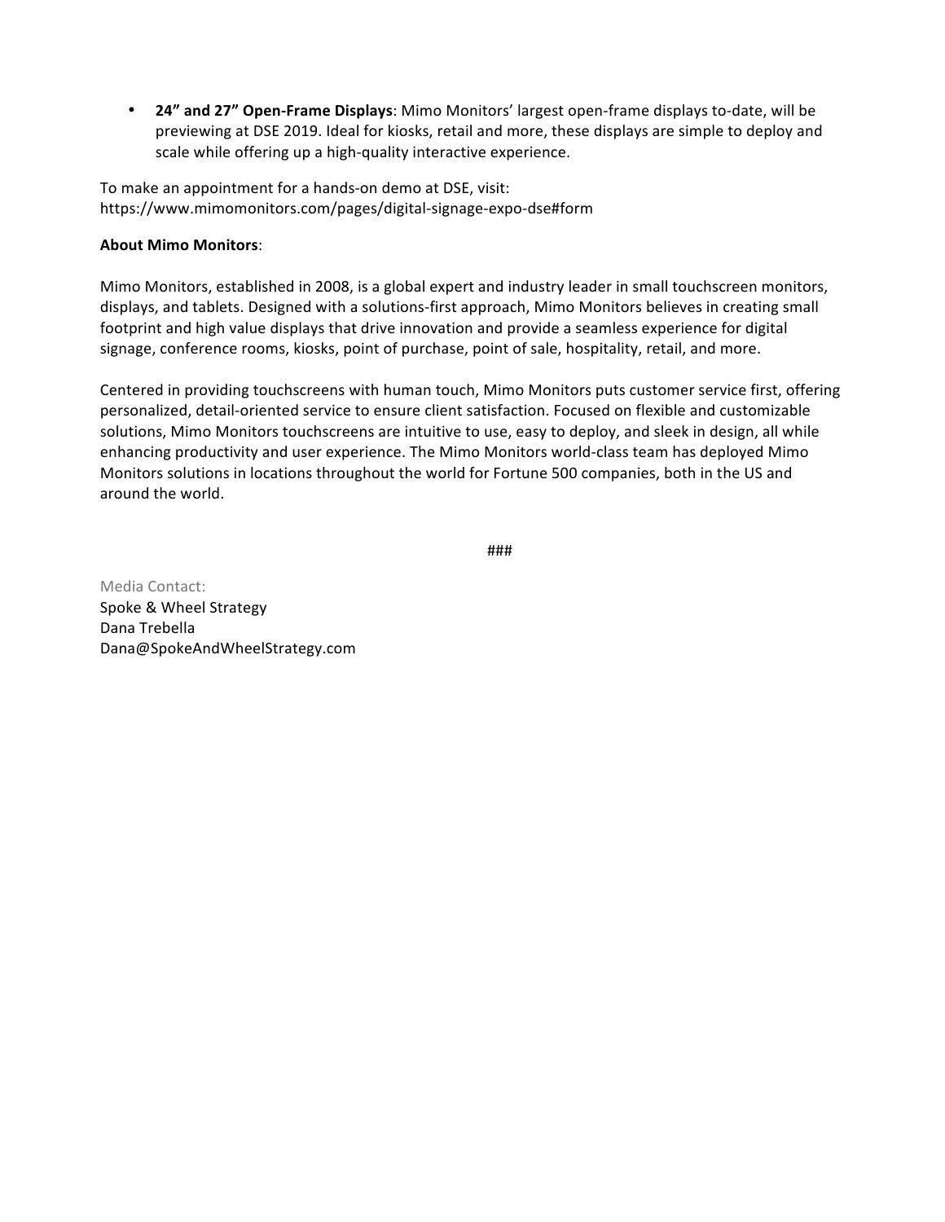- **24" and 27" Open-Frame Displays**: Mimo Monitors' largest open-frame displays to-date, will be previewing at DSE 2019. Ideal for kiosks, retail and more, these displays are simple to deploy and scale while offering up a high-quality interactive experience.

To make an appointment for a hands-on demo at DSE, visit:
https://www.mimomonitors.com/pages/digital-signage-expo-dse#form

**About Mimo Monitors**:

Mimo Monitors, established in 2008, is a global expert and industry leader in small touchscreen monitors, displays, and tablets. Designed with a solutions-first approach, Mimo Monitors believes in creating small footprint and high value displays that drive innovation and provide a seamless experience for digital signage, conference rooms, kiosks, point of purchase, point of sale, hospitality, retail, and more.

Centered in providing touchscreens with human touch, Mimo Monitors puts customer service first, offering personalized, detail-oriented service to ensure client satisfaction. Focused on flexible and customizable solutions, Mimo Monitors touchscreens are intuitive to use, easy to deploy, and sleek in design, all while enhancing productivity and user experience. The Mimo Monitors world-class team has deployed Mimo Monitors solutions in locations throughout the world for Fortune 500 companies, both in the US and around the world.

###

Media Contact:
Spoke & Wheel Strategy
Dana Trebella
Dana@SpokeAndWheelStrategy.com